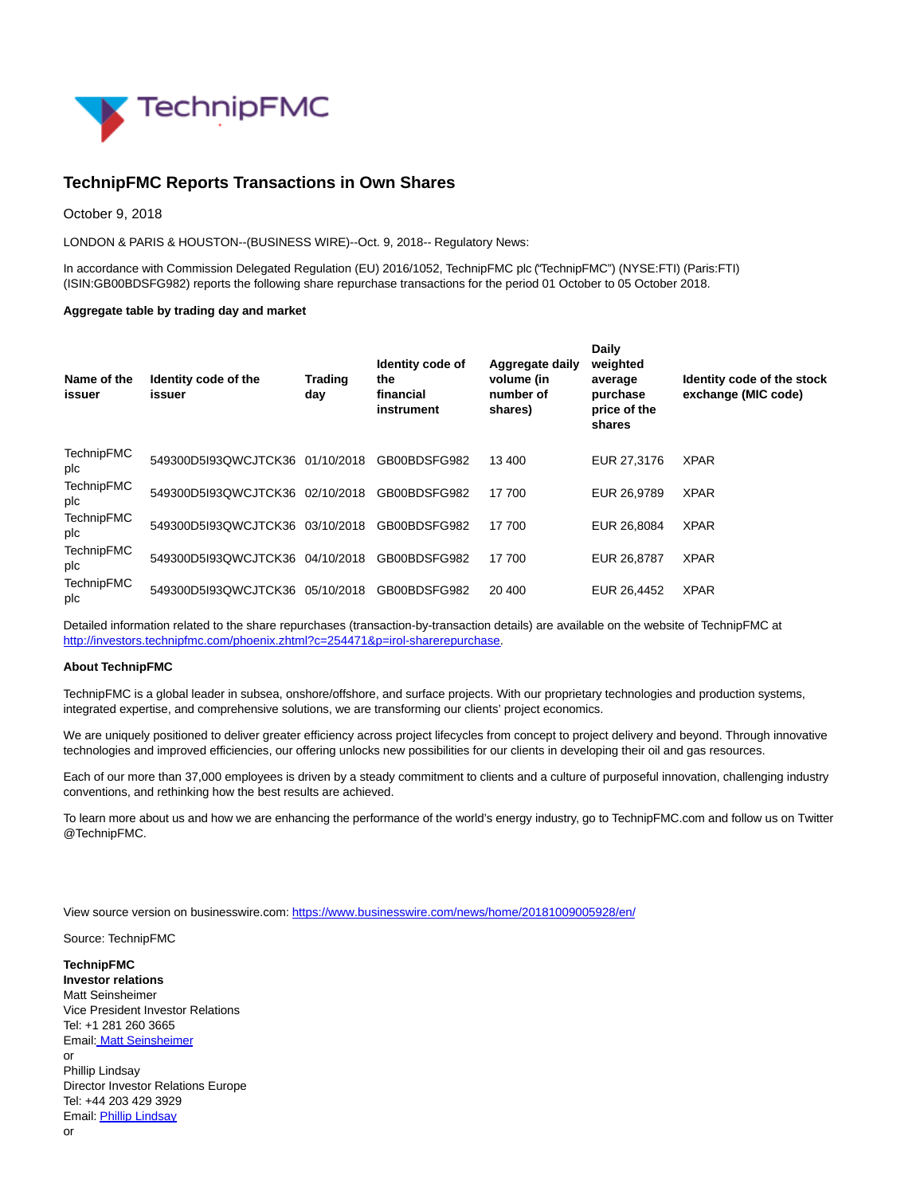# TechnipFMC Reports Transactions in Own Shares

October 9, 2018

LONDON & PARIS & HOUSTON--(BUSINESS WIRE)--Oct. 9, 2018-- Regulatory News:

In accordance with Commission Delegated Regulation (EU) 2016/1052, TechnipFMC plc ("TechnipFMC") (NYSE:FTI) (Paris:FTI) (ISIN:GB00BDSFG982) reports the following share repurchase transactions for the period 01 October to 05 October 2018.

**Aggregate table by trading day and market**

| Name of the issuer | Identity code of the issuer | Trading day | Identity code of the financial instrument | Aggregate daily volume (in number of shares) | Daily weighted average purchase price of the shares | Identity code of the stock exchange (MIC code) |
|---|---|---|---|---|---|---|
| TechnipFMC plc | 549300D5I93QWCJTCK36 | 01/10/2018 | GB00BDSFG982 | 13 400 | EUR 27,3176 | XPAR |
| TechnipFMC plc | 549300D5I93QWCJTCK36 | 02/10/2018 | GB00BDSFG982 | 17 700 | EUR 26,9789 | XPAR |
| TechnipFMC plc | 549300D5I93QWCJTCK36 | 03/10/2018 | GB00BDSFG982 | 17 700 | EUR 26,8084 | XPAR |
| TechnipFMC plc | 549300D5I93QWCJTCK36 | 04/10/2018 | GB00BDSFG982 | 17 700 | EUR 26,8787 | XPAR |
| TechnipFMC plc | 549300D5I93QWCJTCK36 | 05/10/2018 | GB00BDSFG982 | 20 400 | EUR 26,4452 | XPAR |

Detailed information related to the share repurchases (transaction-by-transaction details) are available on the website of TechnipFMC at http://investors.technipfmc.com/phoenix.zhtml?c=254471&p=irol-sharerepurchase.

**About TechnipFMC**

TechnipFMC is a global leader in subsea, onshore/offshore, and surface projects. With our proprietary technologies and production systems, integrated expertise, and comprehensive solutions, we are transforming our clients' project economics.

We are uniquely positioned to deliver greater efficiency across project lifecycles from concept to project delivery and beyond. Through innovative technologies and improved efficiencies, our offering unlocks new possibilities for our clients in developing their oil and gas resources.

Each of our more than 37,000 employees is driven by a steady commitment to clients and a culture of purposeful innovation, challenging industry conventions, and rethinking how the best results are achieved.

To learn more about us and how we are enhancing the performance of the world's energy industry, go to TechnipFMC.com and follow us on Twitter @TechnipFMC.

View source version on businesswire.com: https://www.businesswire.com/news/home/20181009005928/en/

Source: TechnipFMC

**TechnipFMC**
**Investor relations**
Matt Seinsheimer
Vice President Investor Relations
Tel: +1 281 260 3665
Email: Matt Seinsheimer
or
Phillip Lindsay
Director Investor Relations Europe
Tel: +44 203 429 3929
Email: Phillip Lindsay
or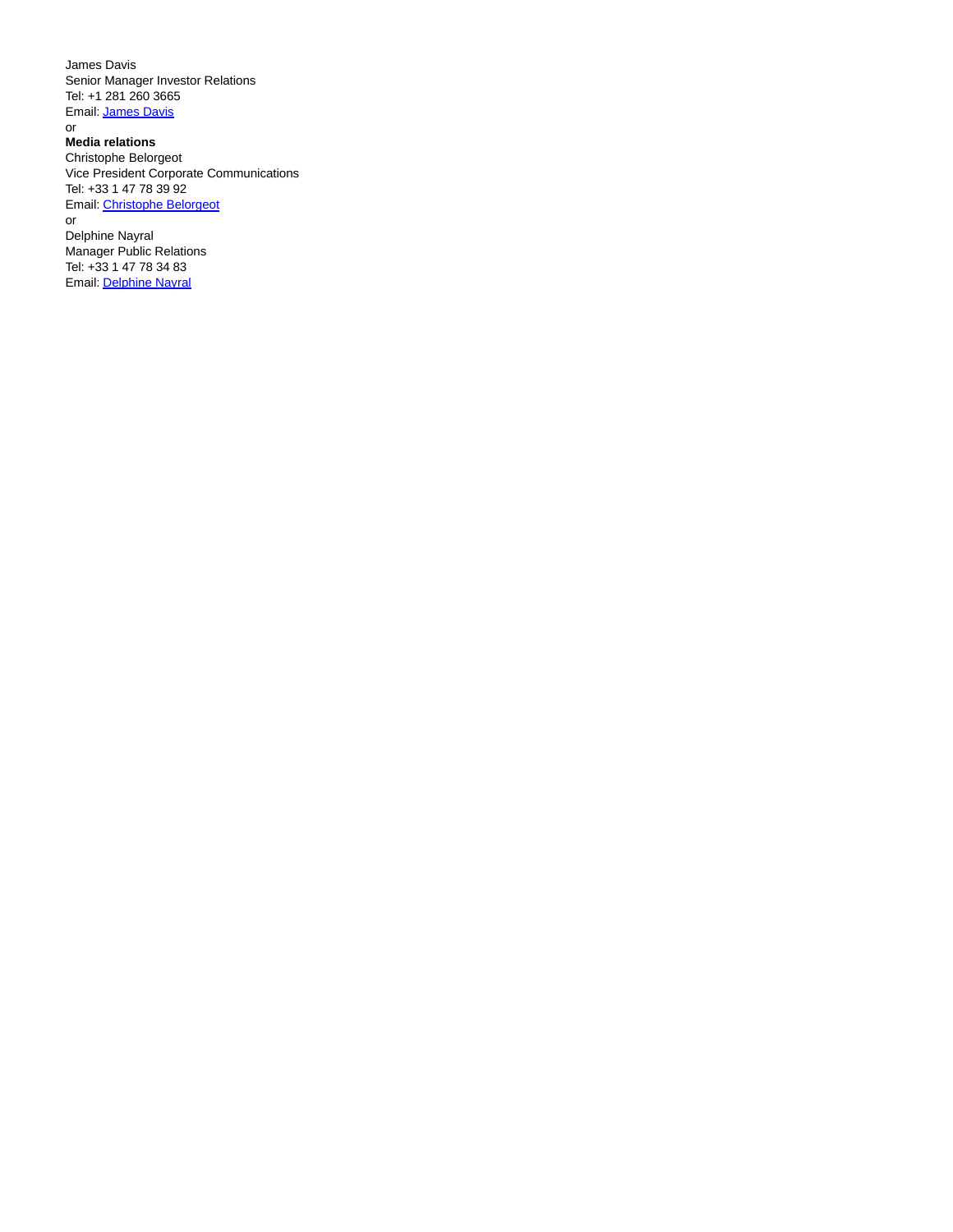James Davis
Senior Manager Investor Relations
Tel: +1 281 260 3665
Email: James Davis
or
**Media relations**
Christophe Belorgeot
Vice President Corporate Communications
Tel: +33 1 47 78 39 92
Email: Christophe Belorgeot
or
Delphine Nayral
Manager Public Relations
Tel: +33 1 47 78 34 83
Email: Delphine Nayral